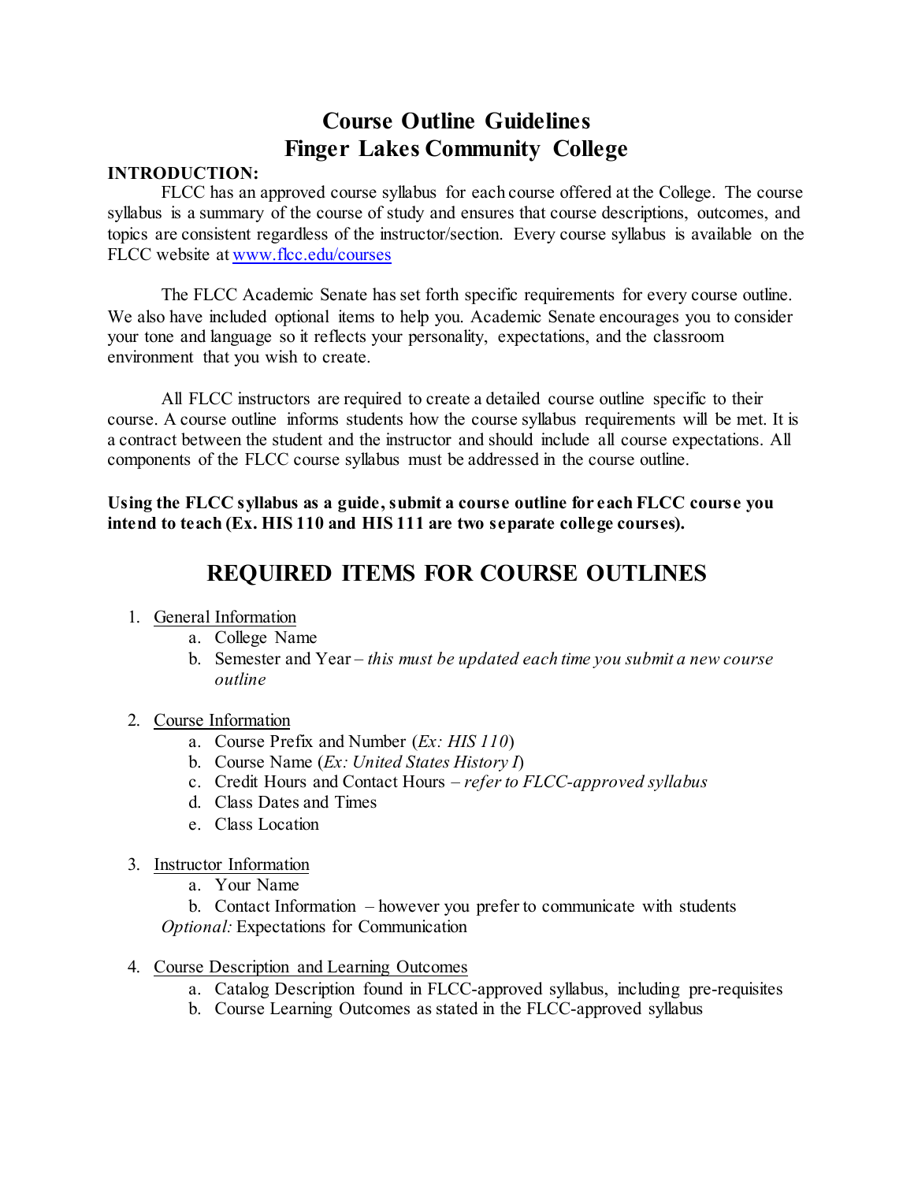# Course Outline Guidelines
# Finger Lakes Community College

**INTRODUCTION:**

FLCC has an approved course syllabus for each course offered at the College. The course syllabus is a summary of the course of study and ensures that course descriptions, outcomes, and topics are consistent regardless of the instructor/section. Every course syllabus is available on the FLCC website at [www.flcc.edu/courses](www.flcc.edu/courses)

The FLCC Academic Senate has set forth specific requirements for every course outline. We also have included optional items to help you. Academic Senate encourages you to consider your tone and language so it reflects your personality, expectations, and the classroom environment that you wish to create.

All FLCC instructors are required to create a detailed course outline specific to their course. A course outline informs students how the course syllabus requirements will be met. It is a contract between the student and the instructor and should include all course expectations. All components of the FLCC course syllabus must be addressed in the course outline.

**Using the FLCC syllabus as a guide, submit a course outline for each FLCC course you intend to teach (Ex. HIS 110 and HIS 111 are two separate college courses).**

## REQUIRED ITEMS FOR COURSE OUTLINES

1. General Information
   a. College Name
   b. Semester and Year – *this must be updated each time you submit a new course outline*

2. Course Information
   a. Course Prefix and Number (*Ex: HIS 110*)
   b. Course Name (*Ex: United States History I*)
   c. Credit Hours and Contact Hours – *refer to FLCC-approved syllabus*
   d. Class Dates and Times
   e. Class Location

3. Instructor Information
   a. Your Name
   b. Contact Information – however you prefer to communicate with students

   *Optional:* Expectations for Communication

4. Course Description and Learning Outcomes
   a. Catalog Description found in FLCC-approved syllabus, including pre-requisites
   b. Course Learning Outcomes as stated in the FLCC-approved syllabus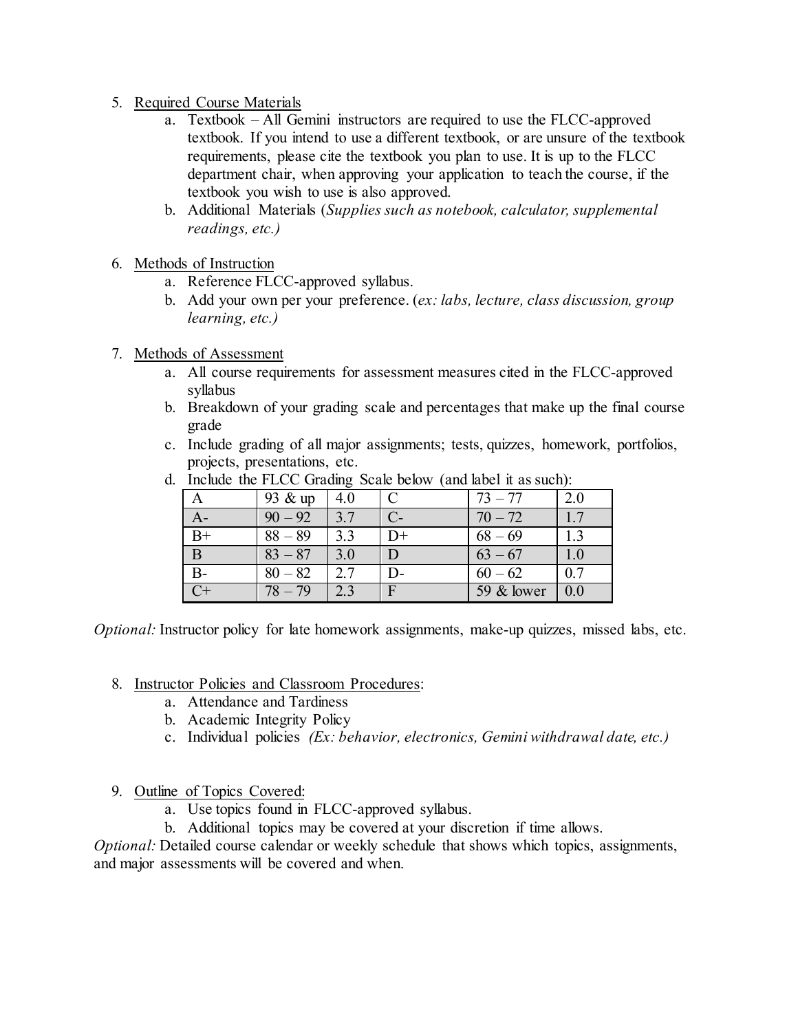5. <u>Required Course Materials</u>
    a. Textbook – All Gemini instructors are required to use the FLCC-approved textbook. If you intend to use a different textbook, or are unsure of the textbook requirements, please cite the textbook you plan to use. It is up to the FLCC department chair, when approving your application to teach the course, if the textbook you wish to use is also approved.
    b. Additional Materials (*Supplies such as notebook, calculator, supplemental readings, etc.)*

6. <u>Methods of Instruction</u>
    a. Reference FLCC-approved syllabus.
    b. Add your own per your preference. (*ex: labs, lecture, class discussion, group learning, etc.)*

7. <u>Methods of Assessment</u>
    a. All course requirements for assessment measures cited in the FLCC-approved syllabus
    b. Breakdown of your grading scale and percentages that make up the final course grade
    c. Include grading of all major assignments; tests, quizzes, homework, portfolios, projects, presentations, etc.
    d. Include the FLCC Grading Scale below (and label it as such):

| | | | | | |
|---|---|---|---|---|---|
| A | 93 & up | 4.0 | C | 73 – 77 | 2.0 |
| A- | 90 – 92 | 3.7 | C- | 70 – 72 | 1.7 |
| B+ | 88 – 89 | 3.3 | D+ | 68 – 69 | 1.3 |
| B | 83 – 87 | 3.0 | D | 63 – 67 | 1.0 |
| B- | 80 – 82 | 2.7 | D- | 60 – 62 | 0.7 |
| C+ | 78 – 79 | 2.3 | F | 59 & lower | 0.0 |

*Optional:* Instructor policy for late homework assignments, make-up quizzes, missed labs, etc.

8. <u>Instructor Policies and Classroom Procedures</u>:
    a. Attendance and Tardiness
    b. Academic Integrity Policy
    c. Individual policies *(Ex: behavior, electronics, Gemini withdrawal date, etc.)*

9. <u>Outline of Topics Covered</u>:
    a. Use topics found in FLCC-approved syllabus.
    b. Additional topics may be covered at your discretion if time allows.

*Optional:* Detailed course calendar or weekly schedule that shows which topics, assignments, and major assessments will be covered and when.